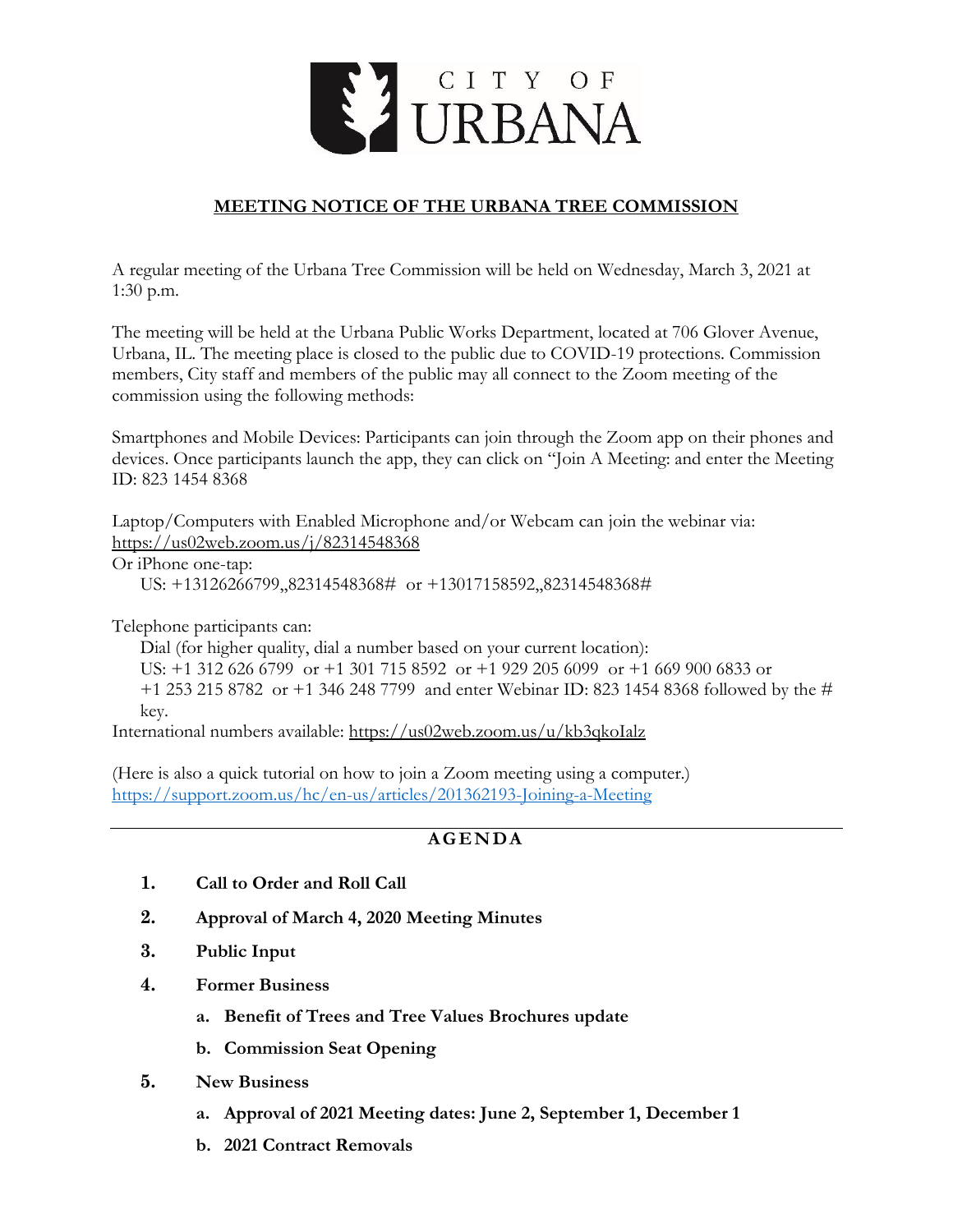CITY OF URBANA

## MEETING NOTICE OF THE URBANA TREE COMMISSION

A regular meeting of the Urbana Tree Commission will be held on Wednesday, March 3, 2021 at 1:30 p.m.

The meeting will be held at the Urbana Public Works Department, located at 706 Glover Avenue, Urbana, IL. The meeting place is closed to the public due to COVID-19 protections. Commission members, City staff and members of the public may all connect to the Zoom meeting of the commission using the following methods:

Smartphones and Mobile Devices: Participants can join through the Zoom app on their phones and devices. Once participants launch the app, they can click on "Join A Meeting: and enter the Meeting ID: 823 1454 8368

Laptop/Computers with Enabled Microphone and/or Webcam can join the webinar via: https://us02web.zoom.us/j/82314548368

Or iPhone one-tap:

US: +13126266799,,82314548368# or +13017158592,,82314548368#

Telephone participants can:

Dial (for higher quality, dial a number based on your current location):
US: +1 312 626 6799 or +1 301 715 8592 or +1 929 205 6099 or +1 669 900 6833 or +1 253 215 8782 or +1 346 248 7799 and enter Webinar ID: 823 1454 8368 followed by the # key.

International numbers available: https://us02web.zoom.us/u/kb3qkoIalz

(Here is also a quick tutorial on how to join a Zoom meeting using a computer.)
https://support.zoom.us/hc/en-us/articles/201362193-Joining-a-Meeting

---

## AGENDA

1. **Call to Order and Roll Call**
2. **Approval of March 4, 2020 Meeting Minutes**
3. **Public Input**
4. **Former Business**
   a. **Benefit of Trees and Tree Values Brochures update**
   b. **Commission Seat Opening**
5. **New Business**
   a. **Approval of 2021 Meeting dates: June 2, September 1, December 1**
   b. **2021 Contract Removals**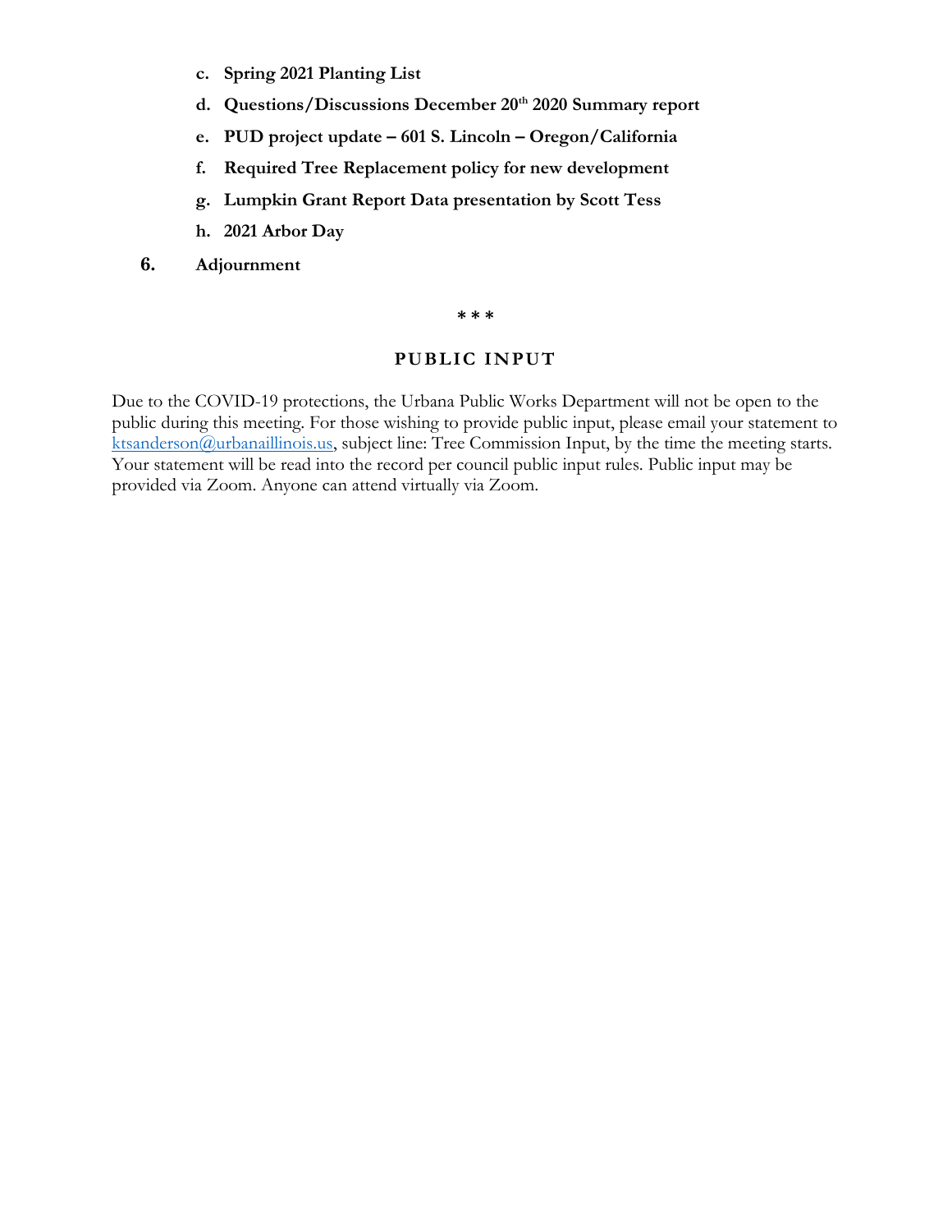c. **Spring 2021 Planting List**

d. **Questions/Discussions December 20th 2020 Summary report**

e. **PUD project update – 601 S. Lincoln – Oregon/California**

f. **Required Tree Replacement policy for new development**

g. **Lumpkin Grant Report Data presentation by Scott Tess**

h. **2021 Arbor Day**

**6.** **Adjournment**

\* \* \*

## PUBLIC INPUT

Due to the COVID-19 protections, the Urbana Public Works Department will not be open to the public during this meeting. For those wishing to provide public input, please email your statement to ktsanderson@urbanaillinois.us, subject line: Tree Commission Input, by the time the meeting starts. Your statement will be read into the record per council public input rules. Public input may be provided via Zoom. Anyone can attend virtually via Zoom.